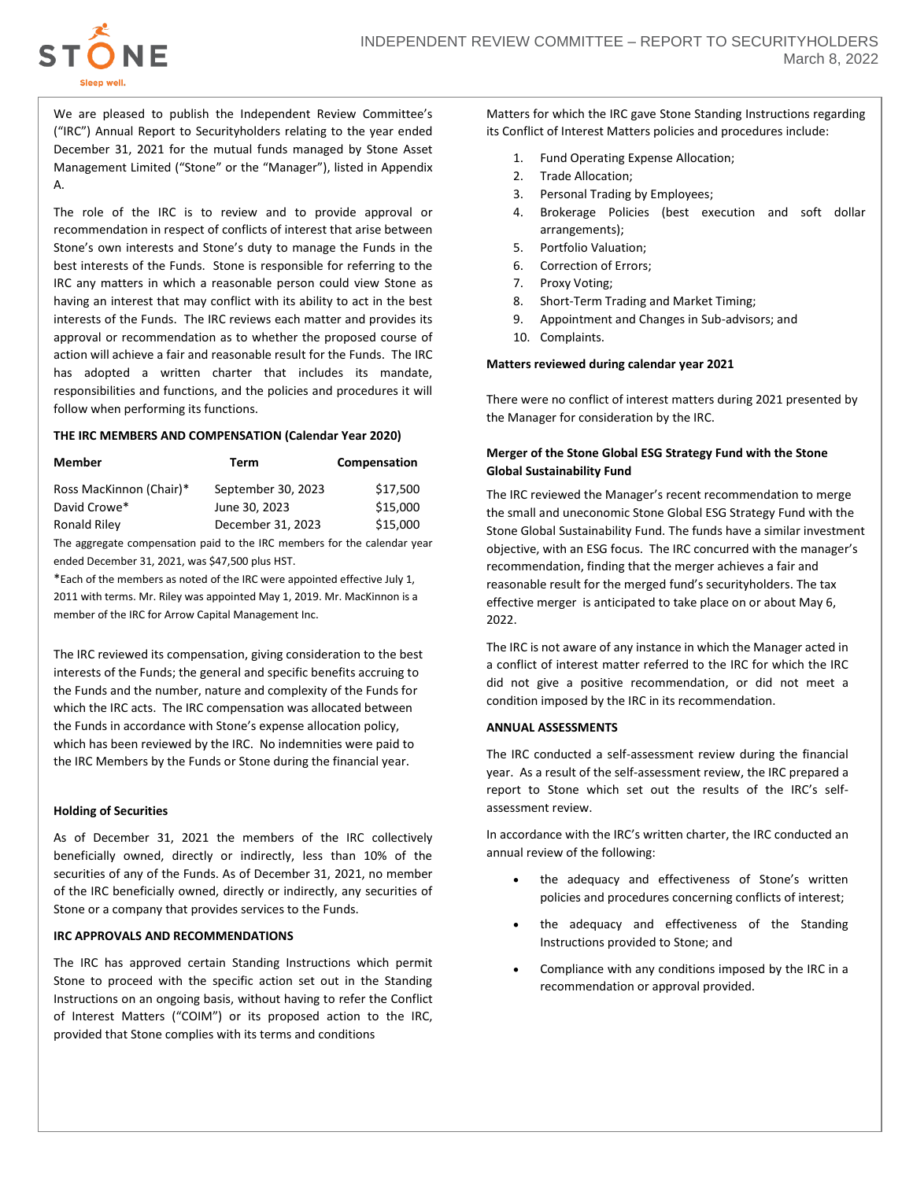# INDEPENDENT REVIEW COMMITTEE – REPORT TO SECURITYHOLDERS

March 8, 2022

We are pleased to publish the Independent Review Committee's ("IRC") Annual Report to Securityholders relating to the year ended December 31, 2021 for the mutual funds managed by Stone Asset Management Limited ("Stone" or the "Manager"), listed in Appendix A.

The role of the IRC is to review and to provide approval or recommendation in respect of conflicts of interest that arise between Stone's own interests and Stone's duty to manage the Funds in the best interests of the Funds. Stone is responsible for referring to the IRC any matters in which a reasonable person could view Stone as having an interest that may conflict with its ability to act in the best interests of the Funds. The IRC reviews each matter and provides its approval or recommendation as to whether the proposed course of action will achieve a fair and reasonable result for the Funds. The IRC has adopted a written charter that includes its mandate, responsibilities and functions, and the policies and procedures it will follow when performing its functions.

**THE IRC MEMBERS AND COMPENSATION (Calendar Year 2020)**

| Member | Term | Compensation |
|---|---|---|
| Ross MacKinnon (Chair)* | September 30, 2023 | $17,500 |
| David Crowe* | June 30, 2023 | $15,000 |
| Ronald Riley | December 31, 2023 | $15,000 |

The aggregate compensation paid to the IRC members for the calendar year ended December 31, 2021, was $47,500 plus HST.

*Each of the members as noted of the IRC were appointed effective July 1, 2011 with terms. Mr. Riley was appointed May 1, 2019. Mr. MacKinnon is a member of the IRC for Arrow Capital Management Inc.

The IRC reviewed its compensation, giving consideration to the best interests of the Funds; the general and specific benefits accruing to the Funds and the number, nature and complexity of the Funds for which the IRC acts. The IRC compensation was allocated between the Funds in accordance with Stone's expense allocation policy, which has been reviewed by the IRC. No indemnities were paid to the IRC Members by the Funds or Stone during the financial year.

**Holding of Securities**

As of December 31, 2021 the members of the IRC collectively beneficially owned, directly or indirectly, less than 10% of the securities of any of the Funds. As of December 31, 2021, no member of the IRC beneficially owned, directly or indirectly, any securities of Stone or a company that provides services to the Funds.

**IRC APPROVALS AND RECOMMENDATIONS**

The IRC has approved certain Standing Instructions which permit Stone to proceed with the specific action set out in the Standing Instructions on an ongoing basis, without having to refer the Conflict of Interest Matters ("COIM") or its proposed action to the IRC, provided that Stone complies with its terms and conditions

Matters for which the IRC gave Stone Standing Instructions regarding its Conflict of Interest Matters policies and procedures include:

1. Fund Operating Expense Allocation;
2. Trade Allocation;
3. Personal Trading by Employees;
4. Brokerage Policies (best execution and soft dollar arrangements);
5. Portfolio Valuation;
6. Correction of Errors;
7. Proxy Voting;
8. Short-Term Trading and Market Timing;
9. Appointment and Changes in Sub-advisors; and
10. Complaints.

**Matters reviewed during calendar year 2021**

There were no conflict of interest matters during 2021 presented by the Manager for consideration by the IRC.

**Merger of the Stone Global ESG Strategy Fund with the Stone Global Sustainability Fund**

The IRC reviewed the Manager's recent recommendation to merge the small and uneconomic Stone Global ESG Strategy Fund with the Stone Global Sustainability Fund. The funds have a similar investment objective, with an ESG focus. The IRC concurred with the manager's recommendation, finding that the merger achieves a fair and reasonable result for the merged fund's securityholders. The tax effective merger is anticipated to take place on or about May 6, 2022.

The IRC is not aware of any instance in which the Manager acted in a conflict of interest matter referred to the IRC for which the IRC did not give a positive recommendation, or did not meet a condition imposed by the IRC in its recommendation.

**ANNUAL ASSESSMENTS**

The IRC conducted a self-assessment review during the financial year. As a result of the self-assessment review, the IRC prepared a report to Stone which set out the results of the IRC's self-assessment review.

In accordance with the IRC's written charter, the IRC conducted an annual review of the following:

- the adequacy and effectiveness of Stone's written policies and procedures concerning conflicts of interest;
- the adequacy and effectiveness of the Standing Instructions provided to Stone; and
- Compliance with any conditions imposed by the IRC in a recommendation or approval provided.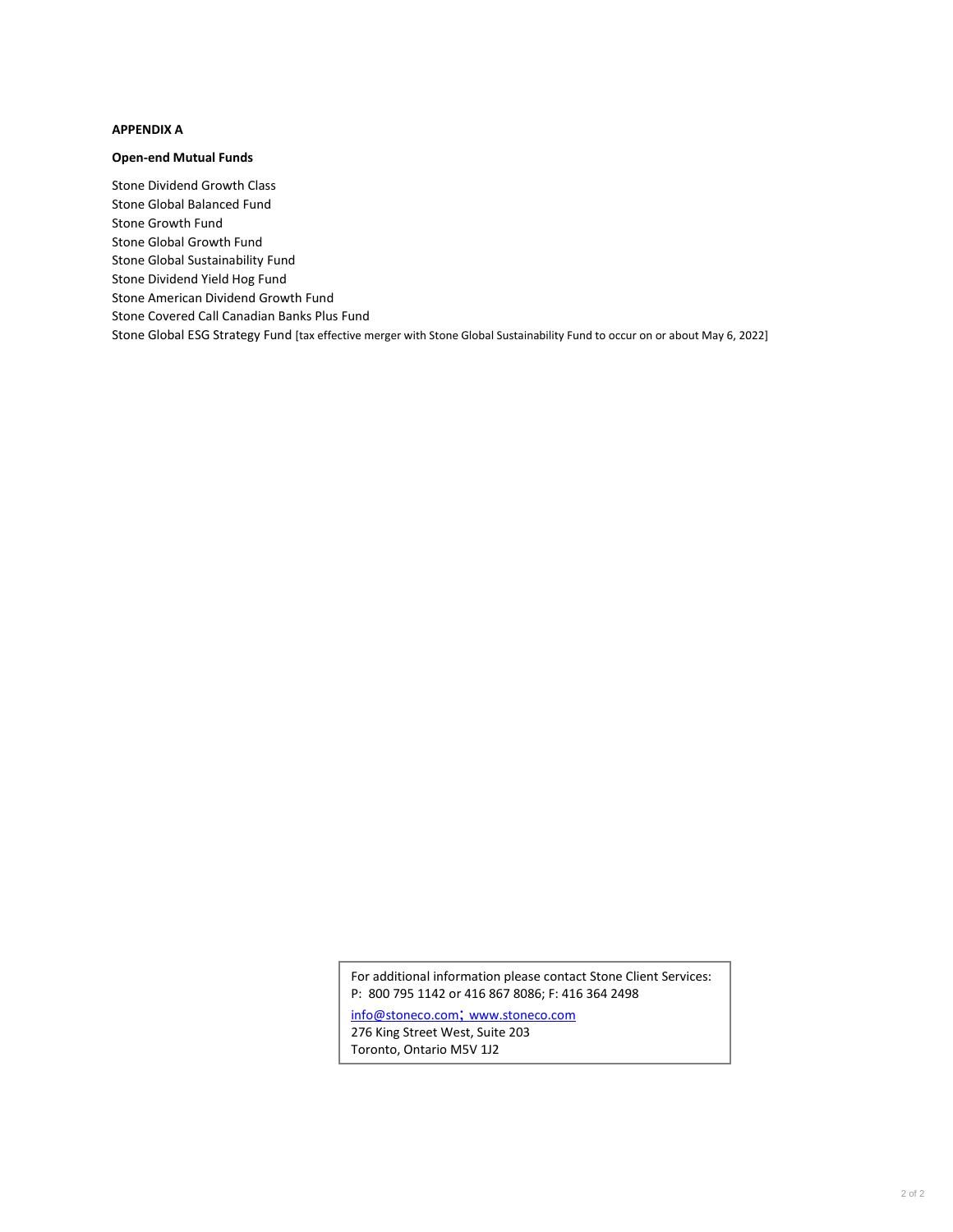**APPENDIX A**

**Open-end Mutual Funds**

Stone Dividend Growth Class  
Stone Global Balanced Fund  
Stone Growth Fund  
Stone Global Growth Fund  
Stone Global Sustainability Fund  
Stone Dividend Yield Hog Fund  
Stone American Dividend Growth Fund  
Stone Covered Call Canadian Banks Plus Fund  
Stone Global ESG Strategy Fund [tax effective merger with Stone Global Sustainability Fund to occur on or about May 6, 2022]

For additional information please contact Stone Client Services:  
P: 800 795 1142 or 416 867 8086; F: 416 364 2498  
info@stoneco.com; www.stoneco.com  
276 King Street West, Suite 203  
Toronto, Ontario M5V 1J2